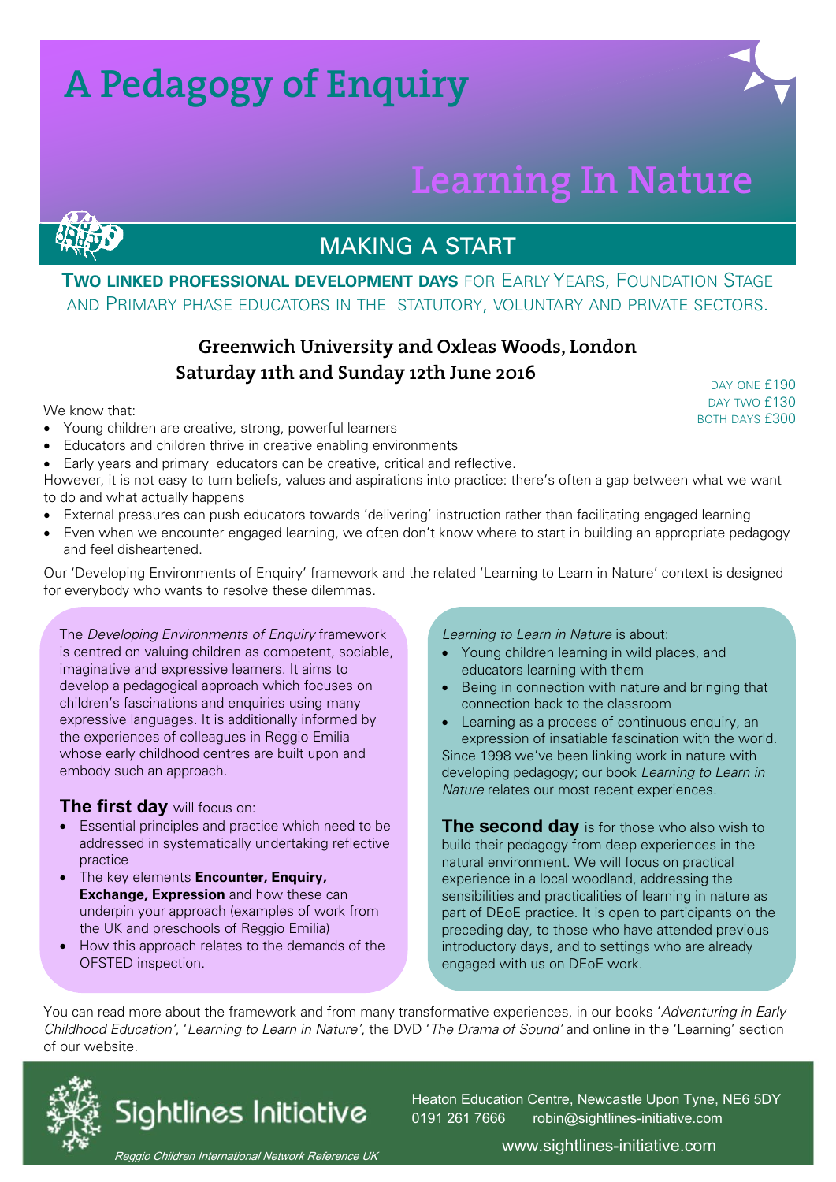# A Pedagogy of Enquiry

# Learning In Nature

## MAKING A START

**TWO LINKED PROFESSIONAL DEVELOPMENT DAYS** FOR EARLY YEARS, FOUNDATION STAGE AND PRIMARY PHASE EDUCATORS IN THE STATUTORY, VOLUNTARY AND PRIVATE SECTORS.

**Greenwich University and Oxleas Woods, London**
**Saturday 11th and Sunday 12th June 2016**

DAY ONE £190
DAY TWO £130
BOTH DAYS £300

We know that:

- Young children are creative, strong, powerful learners
- Educators and children thrive in creative enabling environments
- Early years and primary educators can be creative, critical and reflective.

However, it is not easy to turn beliefs, values and aspirations into practice: there's often a gap between what we want to do and what actually happens

- External pressures can push educators towards 'delivering' instruction rather than facilitating engaged learning
- Even when we encounter engaged learning, we often don't know where to start in building an appropriate pedagogy and feel disheartened.

Our 'Developing Environments of Enquiry' framework and the related 'Learning to Learn in Nature' context is designed for everybody who wants to resolve these dilemmas.

The *Developing Environments of Enquiry* framework is centred on valuing children as competent, sociable, imaginative and expressive learners. It aims to develop a pedagogical approach which focuses on children's fascinations and enquiries using many expressive languages. It is additionally informed by the experiences of colleagues in Reggio Emilia whose early childhood centres are built upon and embody such an approach.

**The first day** will focus on:

- Essential principles and practice which need to be addressed in systematically undertaking reflective practice
- The key elements **Encounter, Enquiry, Exchange, Expression** and how these can underpin your approach (examples of work from the UK and preschools of Reggio Emilia)
- How this approach relates to the demands of the OFSTED inspection.

*Learning to Learn in Nature* is about:

- Young children learning in wild places, and educators learning with them
- Being in connection with nature and bringing that connection back to the classroom
- Learning as a process of continuous enquiry, an expression of insatiable fascination with the world.

Since 1998 we've been linking work in nature with developing pedagogy; our book *Learning to Learn in Nature* relates our most recent experiences.

**The second day** is for those who also wish to build their pedagogy from deep experiences in the natural environment. We will focus on practical experience in a local woodland, addressing the sensibilities and practicalities of learning in nature as part of DEoE practice. It is open to participants on the preceding day, to those who have attended previous introductory days, and to settings who are already engaged with us on DEoE work.

You can read more about the framework and from many transformative experiences, in our books '*Adventuring in Early Childhood Education*', '*Learning to Learn in Nature*', the DVD '*The Drama of Sound*' and online in the 'Learning' section of our website.

Sightlines Initiative

*Reggio Children International Network Reference UK*

Heaton Education Centre, Newcastle Upon Tyne, NE6 5DY
0191 261 7666 robin@sightlines-initiative.com
www.sightlines-initiative.com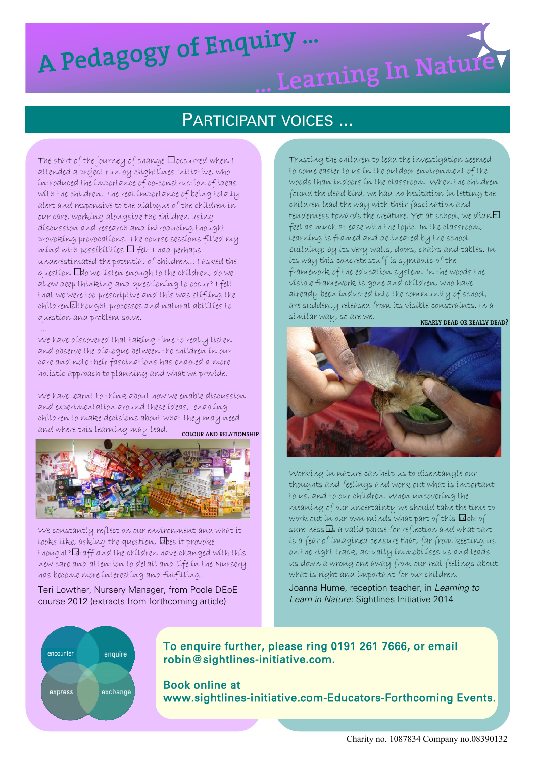# A Pedagogy of Enquiry ... ... Learning In Nature

## PARTICIPANT VOICES ...

The start of the journey of change occurred when I attended a project run by Sightlines Initiative, who introduced the importance of co-construction of ideas with the children. The real importance of being totally alert and responsive to the dialogue of the children in our care, working alongside the children using discussion and research and introducing thought provoking provocations. The course sessions filled my mind with possibilities I felt I had perhaps underestimated the potential of children... I asked the question do we listen enough to the children, do we allow deep thinking and questioning to occur? I felt that we were too prescriptive and this was stifling the children's thought processes and natural abilities to question and problem solve.

....

We have discovered that taking time to really listen and observe the dialogue between the children in our care and note their fascinations has enabled a more holistic approach to planning and what we provide.

We have learnt to think about how we enable discussion and experimentation around these ideas, enabling children to make decisions about what they may need and where this learning may lead.

COLOUR AND RELATIONSHIP

We constantly reflect on our environment and what it looks like, asking the question, does it provoke thought? Staff and the children have changed with this new care and attention to detail and life in the Nursery has become more interesting and fulfilling.

Teri Lowther, Nursery Manager, from Poole DEoE course 2012 (extracts from forthcoming article)

Trusting the children to lead the investigation seemed to come easier to us in the outdoor environment of the woods than indoors in the classroom. When the children found the dead bird, we had no hesitation in letting the children lead the way with their fascination and tenderness towards the creature. Yet at school, we didn't feel as much at ease with the topic. In the classroom, learning is framed and delineated by the school building; by its very walls, doors, chairs and tables. In its way this concrete stuff is symbolic of the framework of the education system. In the woods the visible framework is gone and children, who have already been inducted into the community of school, are suddenly released from its visible constraints. In a similar way, so are we.

NEARLY DEAD OR REALLY DEAD?

Working in nature can help us to disentangle our thoughts and feelings and work out what is important to us, and to our children. When uncovering the meaning of our uncertainty we should take the time to work out in our own minds what part of this lack of sure-ness is a valid pause for reflection and what part is a fear of imagined censure that, far from keeping us on the right track, actually immobilises us and leads us down a wrong one away from our real feelings about what is right and important for our children.

Joanna Hume, reception teacher, in *Learning to Learn in Nature*: Sightlines Initiative 2014

encounter
enquire
express
exchange

**To enquire further, please ring 0191 261 7666, or email robin@sightlines-initiative.com.**

**Book online at www.sightlines-initiative.com-Educators-Forthcoming Events.**

Charity no. 1087834 Company no.08390132